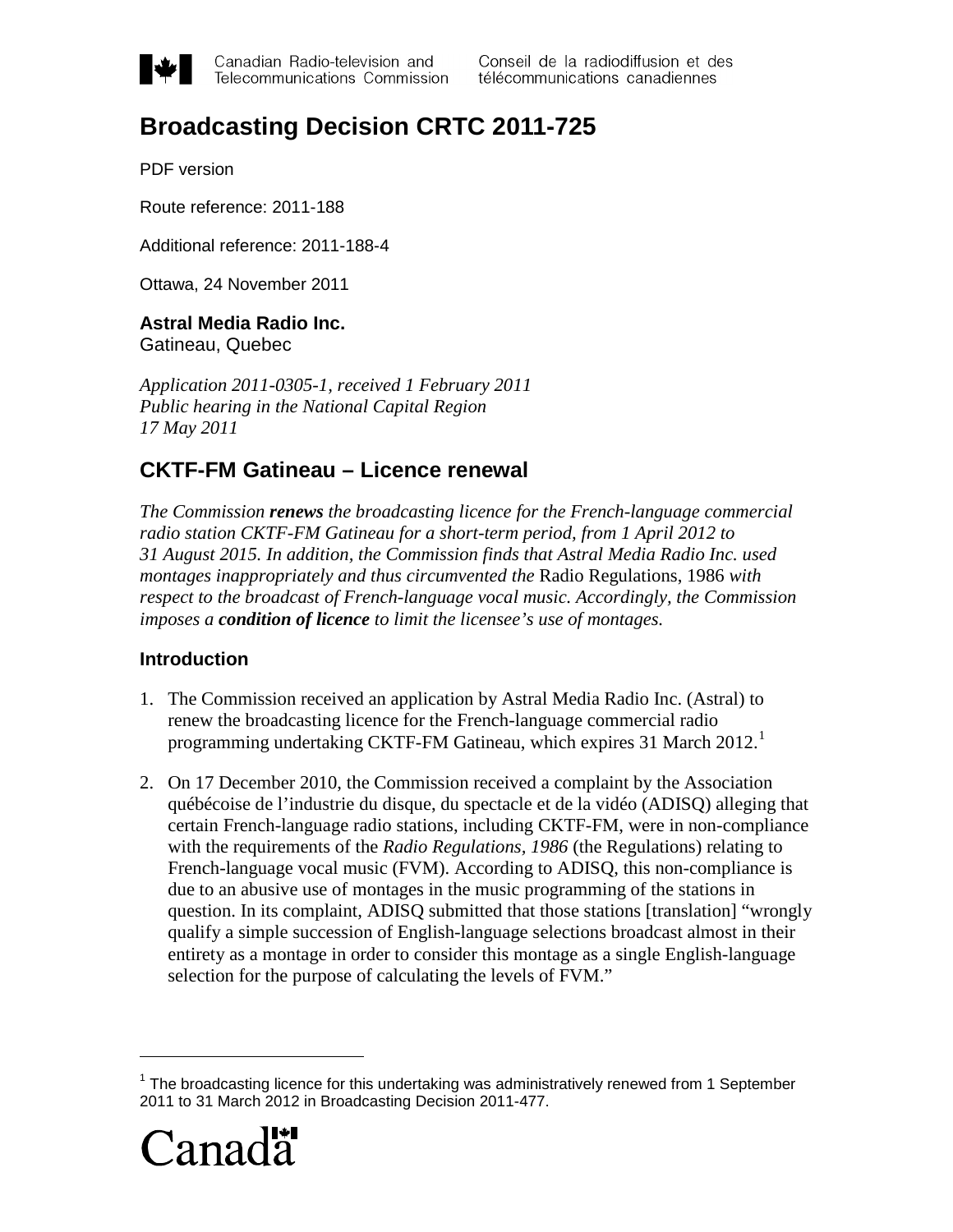Canadian Radio-television and Telecommunications Commission | Conseil de la radiodiffusion et des télécommunications canadiennes

# Broadcasting Decision CRTC 2011-725

PDF version

Route reference: 2011-188

Additional reference: 2011-188-4

Ottawa, 24 November 2011

**Astral Media Radio Inc.**
Gatineau, Quebec

*Application 2011-0305-1, received 1 February 2011*
*Public hearing in the National Capital Region*
*17 May 2011*

## CKTF-FM Gatineau – Licence renewal

*The Commission* ***renews*** *the broadcasting licence for the French-language commercial radio station CKTF-FM Gatineau for a short-term period, from 1 April 2012 to 31 August 2015. In addition, the Commission finds that Astral Media Radio Inc. used montages inappropriately and thus circumvented the* Radio Regulations, 1986 *with respect to the broadcast of French-language vocal music. Accordingly, the Commission imposes a* ***condition of licence*** *to limit the licensee's use of montages.*

### Introduction

1. The Commission received an application by Astral Media Radio Inc. (Astral) to renew the broadcasting licence for the French-language commercial radio programming undertaking CKTF-FM Gatineau, which expires 31 March 2012.[1]

2. On 17 December 2010, the Commission received a complaint by the Association québécoise de l'industrie du disque, du spectacle et de la vidéo (ADISQ) alleging that certain French-language radio stations, including CKTF-FM, were in non-compliance with the requirements of the *Radio Regulations, 1986* (the Regulations) relating to French-language vocal music (FVM). According to ADISQ, this non-compliance is due to an abusive use of montages in the music programming of the stations in question. In its complaint, ADISQ submitted that those stations [translation] "wrongly qualify a simple succession of English-language selections broadcast almost in their entirety as a montage in order to consider this montage as a single English-language selection for the purpose of calculating the levels of FVM."

[1] The broadcasting licence for this undertaking was administratively renewed from 1 September 2011 to 31 March 2012 in Broadcasting Decision 2011-477.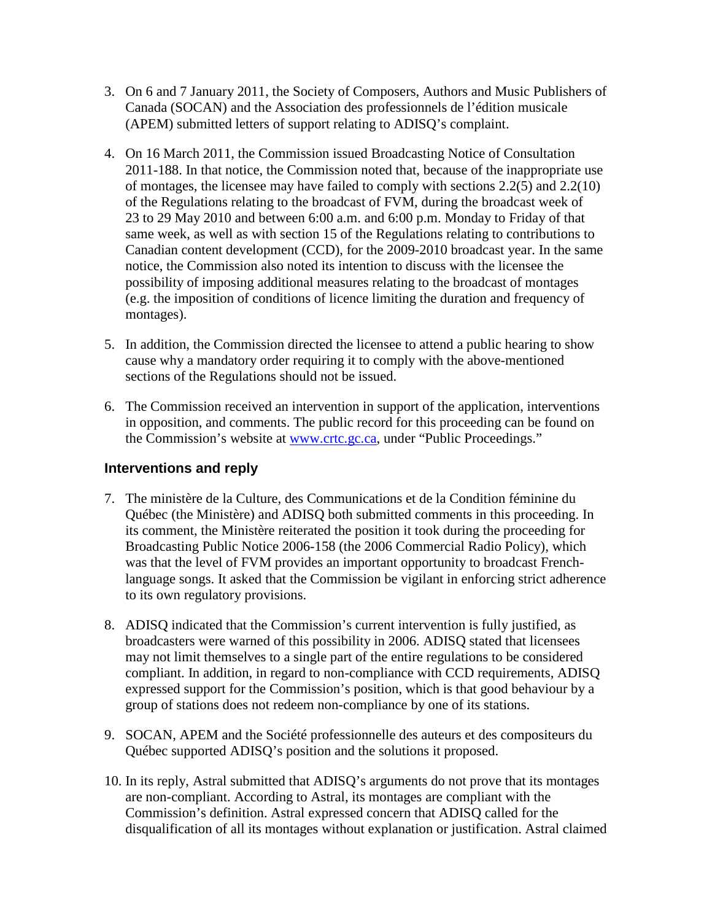3. On 6 and 7 January 2011, the Society of Composers, Authors and Music Publishers of Canada (SOCAN) and the Association des professionnels de l'édition musicale (APEM) submitted letters of support relating to ADISQ's complaint.

4. On 16 March 2011, the Commission issued Broadcasting Notice of Consultation 2011-188. In that notice, the Commission noted that, because of the inappropriate use of montages, the licensee may have failed to comply with sections 2.2(5) and 2.2(10) of the Regulations relating to the broadcast of FVM, during the broadcast week of 23 to 29 May 2010 and between 6:00 a.m. and 6:00 p.m. Monday to Friday of that same week, as well as with section 15 of the Regulations relating to contributions to Canadian content development (CCD), for the 2009-2010 broadcast year. In the same notice, the Commission also noted its intention to discuss with the licensee the possibility of imposing additional measures relating to the broadcast of montages (e.g. the imposition of conditions of licence limiting the duration and frequency of montages).

5. In addition, the Commission directed the licensee to attend a public hearing to show cause why a mandatory order requiring it to comply with the above-mentioned sections of the Regulations should not be issued.

6. The Commission received an intervention in support of the application, interventions in opposition, and comments. The public record for this proceeding can be found on the Commission's website at www.crtc.gc.ca, under "Public Proceedings."

## Interventions and reply

7. The ministère de la Culture, des Communications et de la Condition féminine du Québec (the Ministère) and ADISQ both submitted comments in this proceeding. In its comment, the Ministère reiterated the position it took during the proceeding for Broadcasting Public Notice 2006-158 (the 2006 Commercial Radio Policy), which was that the level of FVM provides an important opportunity to broadcast French-language songs. It asked that the Commission be vigilant in enforcing strict adherence to its own regulatory provisions.

8. ADISQ indicated that the Commission's current intervention is fully justified, as broadcasters were warned of this possibility in 2006. ADISQ stated that licensees may not limit themselves to a single part of the entire regulations to be considered compliant. In addition, in regard to non-compliance with CCD requirements, ADISQ expressed support for the Commission's position, which is that good behaviour by a group of stations does not redeem non-compliance by one of its stations.

9. SOCAN, APEM and the Société professionnelle des auteurs et des compositeurs du Québec supported ADISQ's position and the solutions it proposed.

10. In its reply, Astral submitted that ADISQ's arguments do not prove that its montages are non-compliant. According to Astral, its montages are compliant with the Commission's definition. Astral expressed concern that ADISQ called for the disqualification of all its montages without explanation or justification. Astral claimed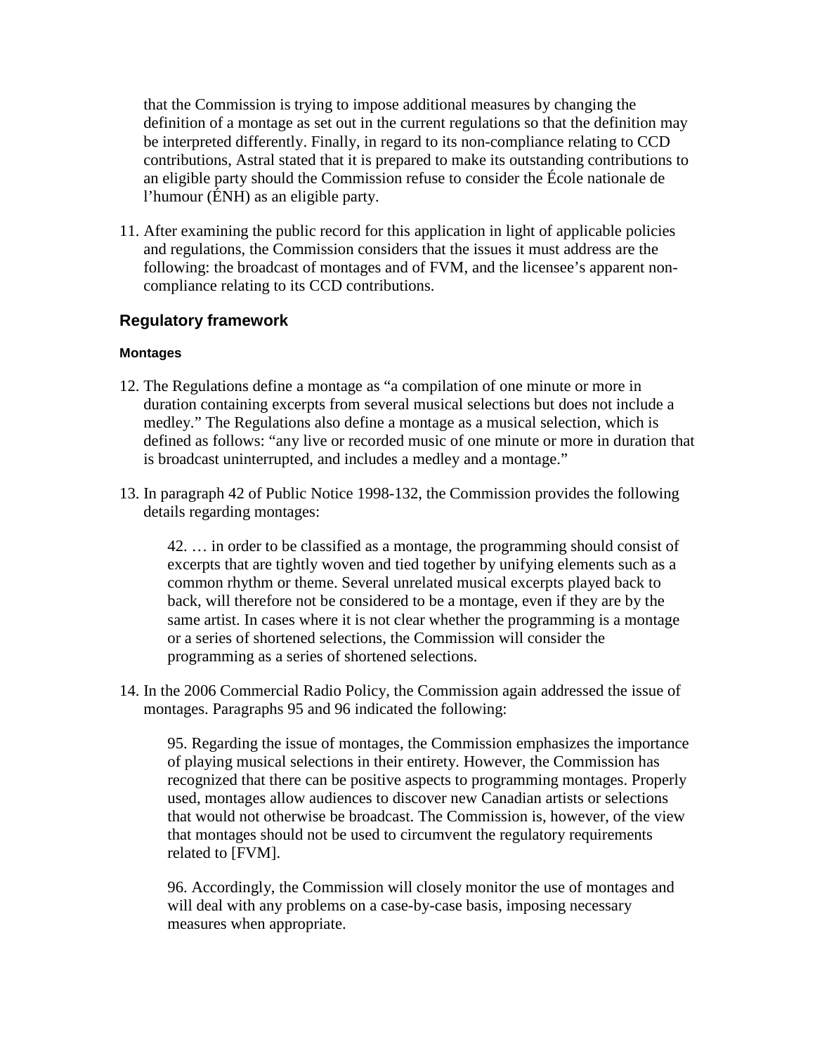that the Commission is trying to impose additional measures by changing the definition of a montage as set out in the current regulations so that the definition may be interpreted differently. Finally, in regard to its non-compliance relating to CCD contributions, Astral stated that it is prepared to make its outstanding contributions to an eligible party should the Commission refuse to consider the École nationale de l'humour (ÉNH) as an eligible party.

11. After examining the public record for this application in light of applicable policies and regulations, the Commission considers that the issues it must address are the following: the broadcast of montages and of FVM, and the licensee's apparent non-compliance relating to its CCD contributions.

## Regulatory framework

### Montages

12. The Regulations define a montage as "a compilation of one minute or more in duration containing excerpts from several musical selections but does not include a medley." The Regulations also define a montage as a musical selection, which is defined as follows: "any live or recorded music of one minute or more in duration that is broadcast uninterrupted, and includes a medley and a montage."

13. In paragraph 42 of Public Notice 1998-132, the Commission provides the following details regarding montages:

> 42. … in order to be classified as a montage, the programming should consist of excerpts that are tightly woven and tied together by unifying elements such as a common rhythm or theme. Several unrelated musical excerpts played back to back, will therefore not be considered to be a montage, even if they are by the same artist. In cases where it is not clear whether the programming is a montage or a series of shortened selections, the Commission will consider the programming as a series of shortened selections.

14. In the 2006 Commercial Radio Policy, the Commission again addressed the issue of montages. Paragraphs 95 and 96 indicated the following:

> 95. Regarding the issue of montages, the Commission emphasizes the importance of playing musical selections in their entirety. However, the Commission has recognized that there can be positive aspects to programming montages. Properly used, montages allow audiences to discover new Canadian artists or selections that would not otherwise be broadcast. The Commission is, however, of the view that montages should not be used to circumvent the regulatory requirements related to [FVM].
>
> 96. Accordingly, the Commission will closely monitor the use of montages and will deal with any problems on a case-by-case basis, imposing necessary measures when appropriate.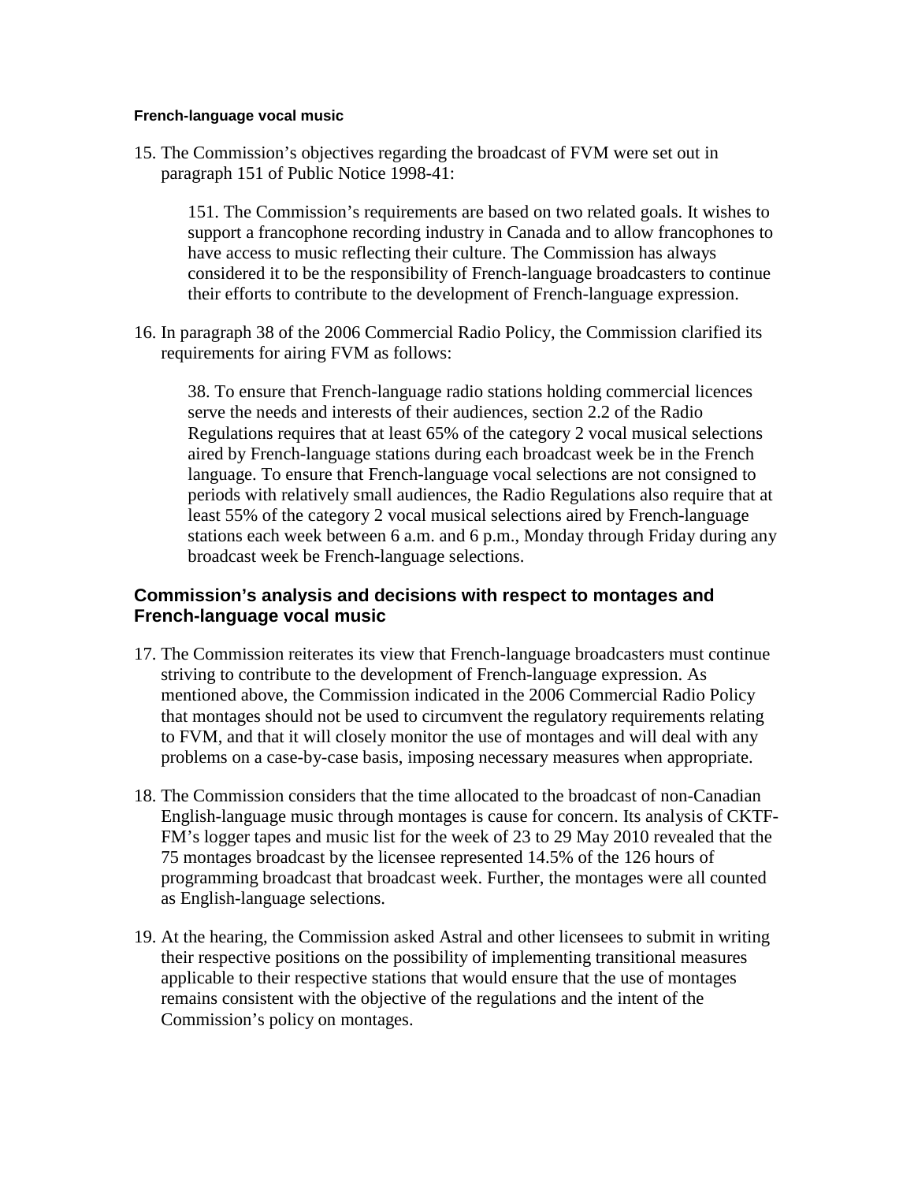#### French-language vocal music

15. The Commission's objectives regarding the broadcast of FVM were set out in paragraph 151 of Public Notice 1998-41:

> 151. The Commission's requirements are based on two related goals. It wishes to support a francophone recording industry in Canada and to allow francophones to have access to music reflecting their culture. The Commission has always considered it to be the responsibility of French-language broadcasters to continue their efforts to contribute to the development of French-language expression.

16. In paragraph 38 of the 2006 Commercial Radio Policy, the Commission clarified its requirements for airing FVM as follows:

> 38. To ensure that French-language radio stations holding commercial licences serve the needs and interests of their audiences, section 2.2 of the Radio Regulations requires that at least 65% of the category 2 vocal musical selections aired by French-language stations during each broadcast week be in the French language. To ensure that French-language vocal selections are not consigned to periods with relatively small audiences, the Radio Regulations also require that at least 55% of the category 2 vocal musical selections aired by French-language stations each week between 6 a.m. and 6 p.m., Monday through Friday during any broadcast week be French-language selections.

### Commission's analysis and decisions with respect to montages and French-language vocal music

17. The Commission reiterates its view that French-language broadcasters must continue striving to contribute to the development of French-language expression. As mentioned above, the Commission indicated in the 2006 Commercial Radio Policy that montages should not be used to circumvent the regulatory requirements relating to FVM, and that it will closely monitor the use of montages and will deal with any problems on a case-by-case basis, imposing necessary measures when appropriate.

18. The Commission considers that the time allocated to the broadcast of non-Canadian English-language music through montages is cause for concern. Its analysis of CKTF-FM's logger tapes and music list for the week of 23 to 29 May 2010 revealed that the 75 montages broadcast by the licensee represented 14.5% of the 126 hours of programming broadcast that broadcast week. Further, the montages were all counted as English-language selections.

19. At the hearing, the Commission asked Astral and other licensees to submit in writing their respective positions on the possibility of implementing transitional measures applicable to their respective stations that would ensure that the use of montages remains consistent with the objective of the regulations and the intent of the Commission's policy on montages.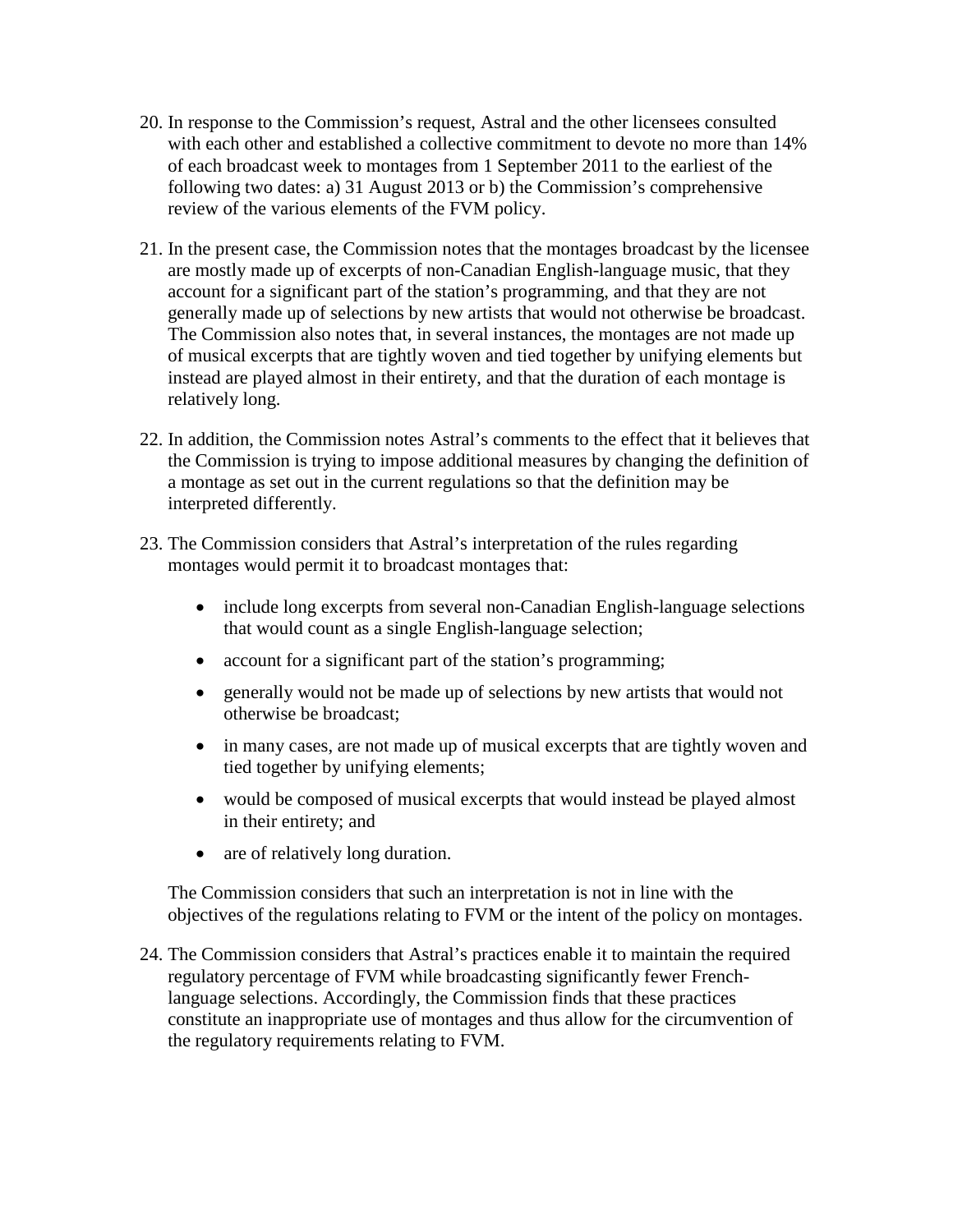20. In response to the Commission's request, Astral and the other licensees consulted with each other and established a collective commitment to devote no more than 14% of each broadcast week to montages from 1 September 2011 to the earliest of the following two dates: a) 31 August 2013 or b) the Commission's comprehensive review of the various elements of the FVM policy.

21. In the present case, the Commission notes that the montages broadcast by the licensee are mostly made up of excerpts of non-Canadian English-language music, that they account for a significant part of the station's programming, and that they are not generally made up of selections by new artists that would not otherwise be broadcast. The Commission also notes that, in several instances, the montages are not made up of musical excerpts that are tightly woven and tied together by unifying elements but instead are played almost in their entirety, and that the duration of each montage is relatively long.

22. In addition, the Commission notes Astral's comments to the effect that it believes that the Commission is trying to impose additional measures by changing the definition of a montage as set out in the current regulations so that the definition may be interpreted differently.

23. The Commission considers that Astral's interpretation of the rules regarding montages would permit it to broadcast montages that:

    - include long excerpts from several non-Canadian English-language selections that would count as a single English-language selection;
    - account for a significant part of the station's programming;
    - generally would not be made up of selections by new artists that would not otherwise be broadcast;
    - in many cases, are not made up of musical excerpts that are tightly woven and tied together by unifying elements;
    - would be composed of musical excerpts that would instead be played almost in their entirety; and
    - are of relatively long duration.

    The Commission considers that such an interpretation is not in line with the objectives of the regulations relating to FVM or the intent of the policy on montages.

24. The Commission considers that Astral's practices enable it to maintain the required regulatory percentage of FVM while broadcasting significantly fewer French-language selections. Accordingly, the Commission finds that these practices constitute an inappropriate use of montages and thus allow for the circumvention of the regulatory requirements relating to FVM.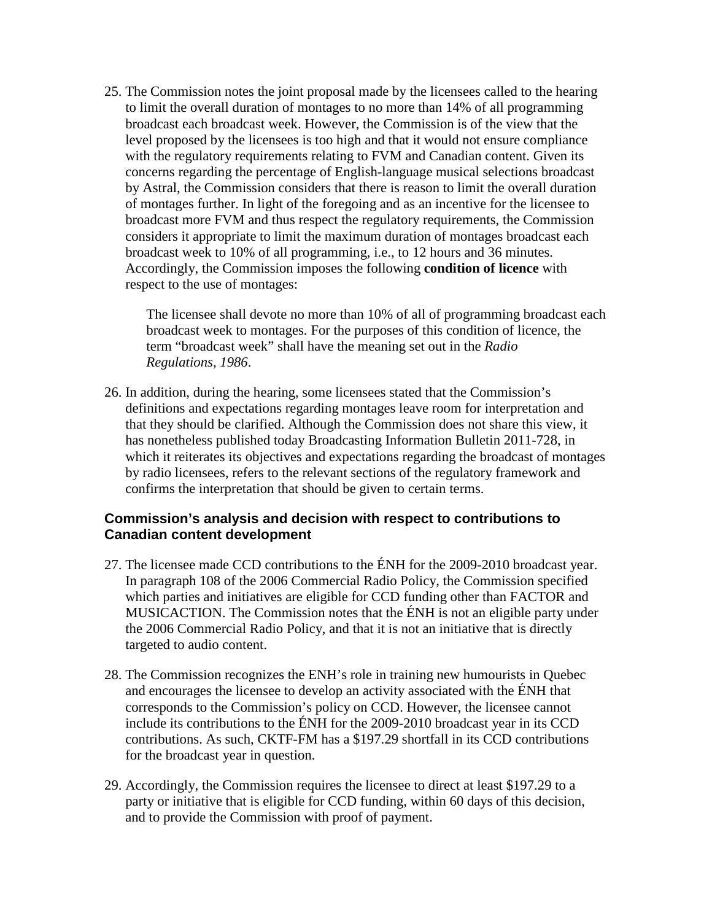25. The Commission notes the joint proposal made by the licensees called to the hearing to limit the overall duration of montages to no more than 14% of all programming broadcast each broadcast week. However, the Commission is of the view that the level proposed by the licensees is too high and that it would not ensure compliance with the regulatory requirements relating to FVM and Canadian content. Given its concerns regarding the percentage of English-language musical selections broadcast by Astral, the Commission considers that there is reason to limit the overall duration of montages further. In light of the foregoing and as an incentive for the licensee to broadcast more FVM and thus respect the regulatory requirements, the Commission considers it appropriate to limit the maximum duration of montages broadcast each broadcast week to 10% of all programming, i.e., to 12 hours and 36 minutes. Accordingly, the Commission imposes the following **condition of licence** with respect to the use of montages:

   The licensee shall devote no more than 10% of all of programming broadcast each broadcast week to montages. For the purposes of this condition of licence, the term "broadcast week" shall have the meaning set out in the *Radio Regulations, 1986*.

26. In addition, during the hearing, some licensees stated that the Commission's definitions and expectations regarding montages leave room for interpretation and that they should be clarified. Although the Commission does not share this view, it has nonetheless published today Broadcasting Information Bulletin 2011-728, in which it reiterates its objectives and expectations regarding the broadcast of montages by radio licensees, refers to the relevant sections of the regulatory framework and confirms the interpretation that should be given to certain terms.

### Commission's analysis and decision with respect to contributions to Canadian content development

27. The licensee made CCD contributions to the ÉNH for the 2009-2010 broadcast year. In paragraph 108 of the 2006 Commercial Radio Policy, the Commission specified which parties and initiatives are eligible for CCD funding other than FACTOR and MUSICACTION. The Commission notes that the ÉNH is not an eligible party under the 2006 Commercial Radio Policy, and that it is not an initiative that is directly targeted to audio content.

28. The Commission recognizes the ENH's role in training new humourists in Quebec and encourages the licensee to develop an activity associated with the ÉNH that corresponds to the Commission's policy on CCD. However, the licensee cannot include its contributions to the ÉNH for the 2009-2010 broadcast year in its CCD contributions. As such, CKTF-FM has a $197.29 shortfall in its CCD contributions for the broadcast year in question.

29. Accordingly, the Commission requires the licensee to direct at least $197.29 to a party or initiative that is eligible for CCD funding, within 60 days of this decision, and to provide the Commission with proof of payment.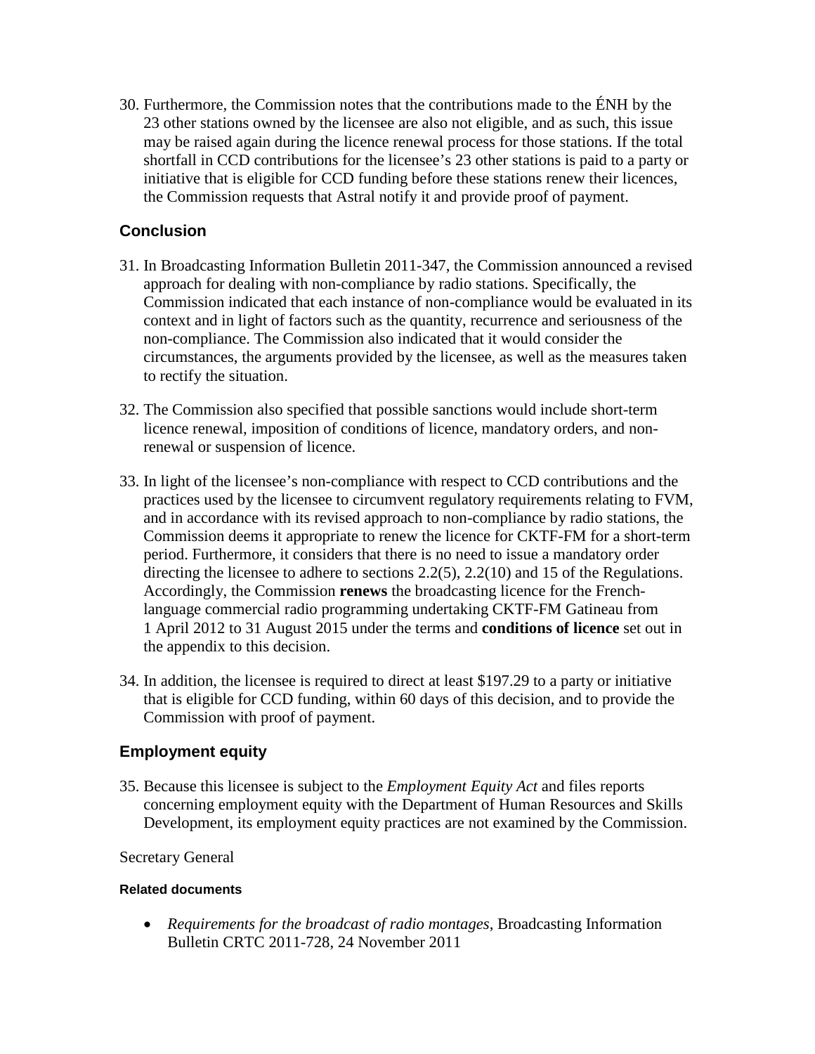30. Furthermore, the Commission notes that the contributions made to the ÉNH by the 23 other stations owned by the licensee are also not eligible, and as such, this issue may be raised again during the licence renewal process for those stations. If the total shortfall in CCD contributions for the licensee's 23 other stations is paid to a party or initiative that is eligible for CCD funding before these stations renew their licences, the Commission requests that Astral notify it and provide proof of payment.

## Conclusion

31. In Broadcasting Information Bulletin 2011-347, the Commission announced a revised approach for dealing with non-compliance by radio stations. Specifically, the Commission indicated that each instance of non-compliance would be evaluated in its context and in light of factors such as the quantity, recurrence and seriousness of the non-compliance. The Commission also indicated that it would consider the circumstances, the arguments provided by the licensee, as well as the measures taken to rectify the situation.

32. The Commission also specified that possible sanctions would include short-term licence renewal, imposition of conditions of licence, mandatory orders, and non-renewal or suspension of licence.

33. In light of the licensee's non-compliance with respect to CCD contributions and the practices used by the licensee to circumvent regulatory requirements relating to FVM, and in accordance with its revised approach to non-compliance by radio stations, the Commission deems it appropriate to renew the licence for CKTF-FM for a short-term period. Furthermore, it considers that there is no need to issue a mandatory order directing the licensee to adhere to sections 2.2(5), 2.2(10) and 15 of the Regulations. Accordingly, the Commission **renews** the broadcasting licence for the French-language commercial radio programming undertaking CKTF-FM Gatineau from 1 April 2012 to 31 August 2015 under the terms and **conditions of licence** set out in the appendix to this decision.

34. In addition, the licensee is required to direct at least $197.29 to a party or initiative that is eligible for CCD funding, within 60 days of this decision, and to provide the Commission with proof of payment.

## Employment equity

35. Because this licensee is subject to the *Employment Equity Act* and files reports concerning employment equity with the Department of Human Resources and Skills Development, its employment equity practices are not examined by the Commission.

Secretary General

#### Related documents

- *Requirements for the broadcast of radio montages*, Broadcasting Information Bulletin CRTC 2011-728, 24 November 2011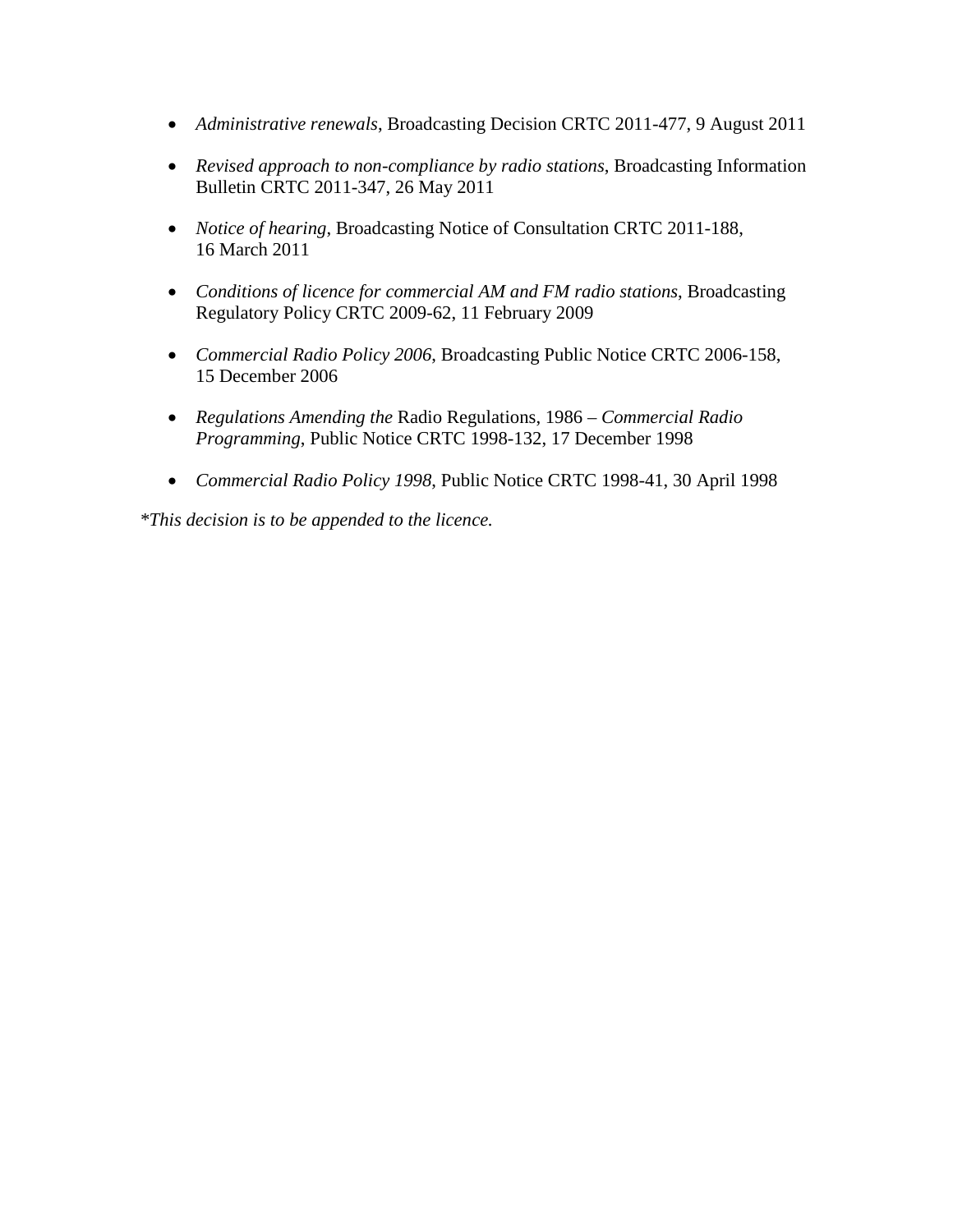- *Administrative renewals*, Broadcasting Decision CRTC 2011-477, 9 August 2011
- *Revised approach to non-compliance by radio stations*, Broadcasting Information Bulletin CRTC 2011-347, 26 May 2011
- *Notice of hearing*, Broadcasting Notice of Consultation CRTC 2011-188, 16 March 2011
- *Conditions of licence for commercial AM and FM radio stations*, Broadcasting Regulatory Policy CRTC 2009-62, 11 February 2009
- *Commercial Radio Policy 2006*, Broadcasting Public Notice CRTC 2006-158, 15 December 2006
- *Regulations Amending the* Radio Regulations, 1986 – *Commercial Radio Programming*, Public Notice CRTC 1998-132, 17 December 1998
- *Commercial Radio Policy 1998*, Public Notice CRTC 1998-41, 30 April 1998

*\*This decision is to be appended to the licence.*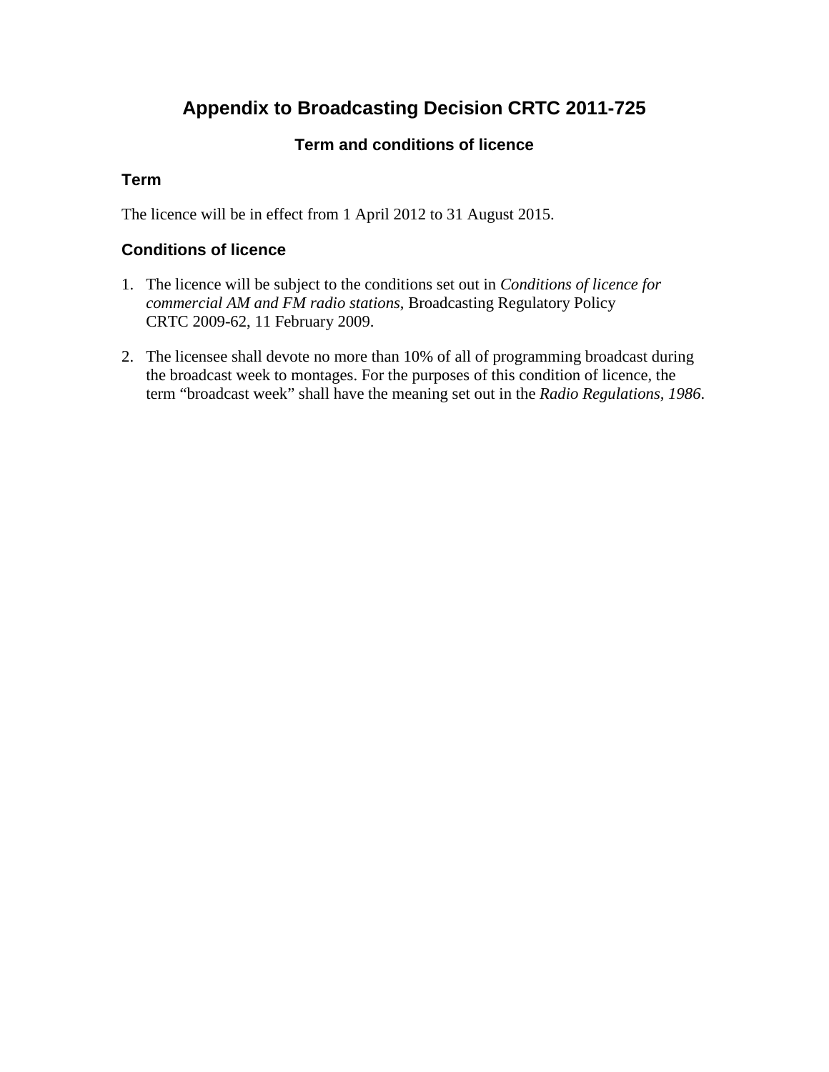# Appendix to Broadcasting Decision CRTC 2011-725

## Term and conditions of licence

### Term

The licence will be in effect from 1 April 2012 to 31 August 2015.

### Conditions of licence

1. The licence will be subject to the conditions set out in *Conditions of licence for commercial AM and FM radio stations*, Broadcasting Regulatory Policy CRTC 2009-62, 11 February 2009.

2. The licensee shall devote no more than 10% of all of programming broadcast during the broadcast week to montages. For the purposes of this condition of licence, the term "broadcast week" shall have the meaning set out in the *Radio Regulations, 1986*.